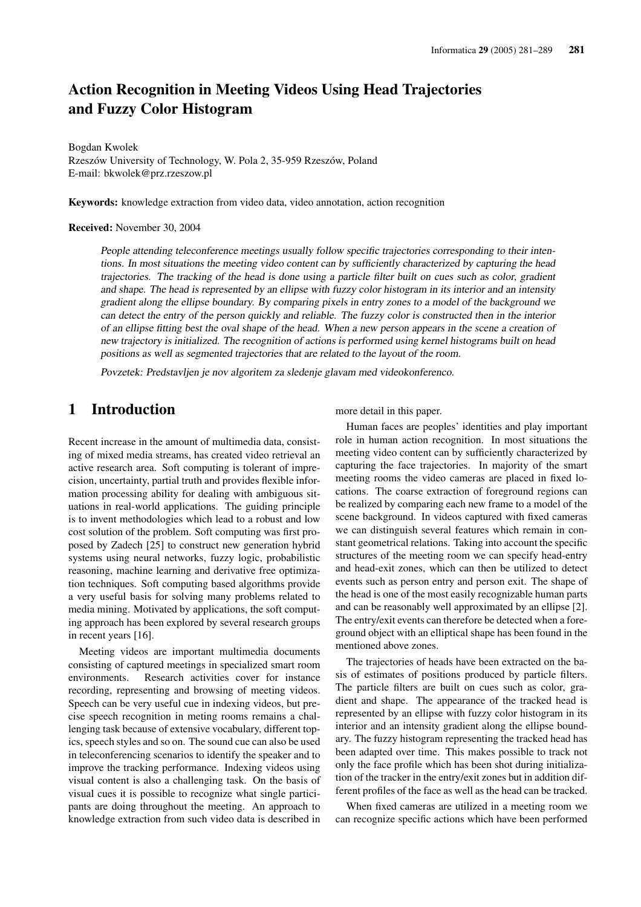# Action Recognition in Meeting Videos Using Head Trajectories and Fuzzy Color Histogram

Bogdan Kwolek
Rzeszów University of Technology, W. Pola 2, 35-959 Rzeszów, Poland
E-mail: bkwolek@prz.rzeszow.pl

**Keywords:** knowledge extraction from video data, video annotation, action recognition

**Received:** November 30, 2004

*People attending teleconference meetings usually follow specific trajectories corresponding to their intentions. In most situations the meeting video content can by sufficiently characterized by capturing the head trajectories. The tracking of the head is done using a particle filter built on cues such as color, gradient and shape. The head is represented by an ellipse with fuzzy color histogram in its interior and an intensity gradient along the ellipse boundary. By comparing pixels in entry zones to a model of the background we can detect the entry of the person quickly and reliable. The fuzzy color is constructed then in the interior of an ellipse fitting best the oval shape of the head. When a new person appears in the scene a creation of new trajectory is initialized. The recognition of actions is performed using kernel histograms built on head positions as well as segmented trajectories that are related to the layout of the room.*

*Povzetek: Predstavljen je nov algoritem za sledenje glavam med videokonferenco.*

## 1 Introduction

Recent increase in the amount of multimedia data, consisting of mixed media streams, has created video retrieval an active research area. Soft computing is tolerant of imprecision, uncertainty, partial truth and provides flexible information processing ability for dealing with ambiguous situations in real-world applications. The guiding principle is to invent methodologies which lead to a robust and low cost solution of the problem. Soft computing was first proposed by Zadech [25] to construct new generation hybrid systems using neural networks, fuzzy logic, probabilistic reasoning, machine learning and derivative free optimization techniques. Soft computing based algorithms provide a very useful basis for solving many problems related to media mining. Motivated by applications, the soft computing approach has been explored by several research groups in recent years [16].

Meeting videos are important multimedia documents consisting of captured meetings in specialized smart room environments. Research activities cover for instance recording, representing and browsing of meeting videos. Speech can be very useful cue in indexing videos, but precise speech recognition in meting rooms remains a challenging task because of extensive vocabulary, different topics, speech styles and so on. The sound cue can also be used in teleconferencing scenarios to identify the speaker and to improve the tracking performance. Indexing videos using visual content is also a challenging task. On the basis of visual cues it is possible to recognize what single participants are doing throughout the meeting. An approach to knowledge extraction from such video data is described in more detail in this paper.

Human faces are peoples' identities and play important role in human action recognition. In most situations the meeting video content can by sufficiently characterized by capturing the face trajectories. In majority of the smart meeting rooms the video cameras are placed in fixed locations. The coarse extraction of foreground regions can be realized by comparing each new frame to a model of the scene background. In videos captured with fixed cameras we can distinguish several features which remain in constant geometrical relations. Taking into account the specific structures of the meeting room we can specify head-entry and head-exit zones, which can then be utilized to detect events such as person entry and person exit. The shape of the head is one of the most easily recognizable human parts and can be reasonably well approximated by an ellipse [2]. The entry/exit events can therefore be detected when a foreground object with an elliptical shape has been found in the mentioned above zones.

The trajectories of heads have been extracted on the basis of estimates of positions produced by particle filters. The particle filters are built on cues such as color, gradient and shape. The appearance of the tracked head is represented by an ellipse with fuzzy color histogram in its interior and an intensity gradient along the ellipse boundary. The fuzzy histogram representing the tracked head has been adapted over time. This makes possible to track not only the face profile which has been shot during initialization of the tracker in the entry/exit zones but in addition different profiles of the face as well as the head can be tracked.

When fixed cameras are utilized in a meeting room we can recognize specific actions which have been performed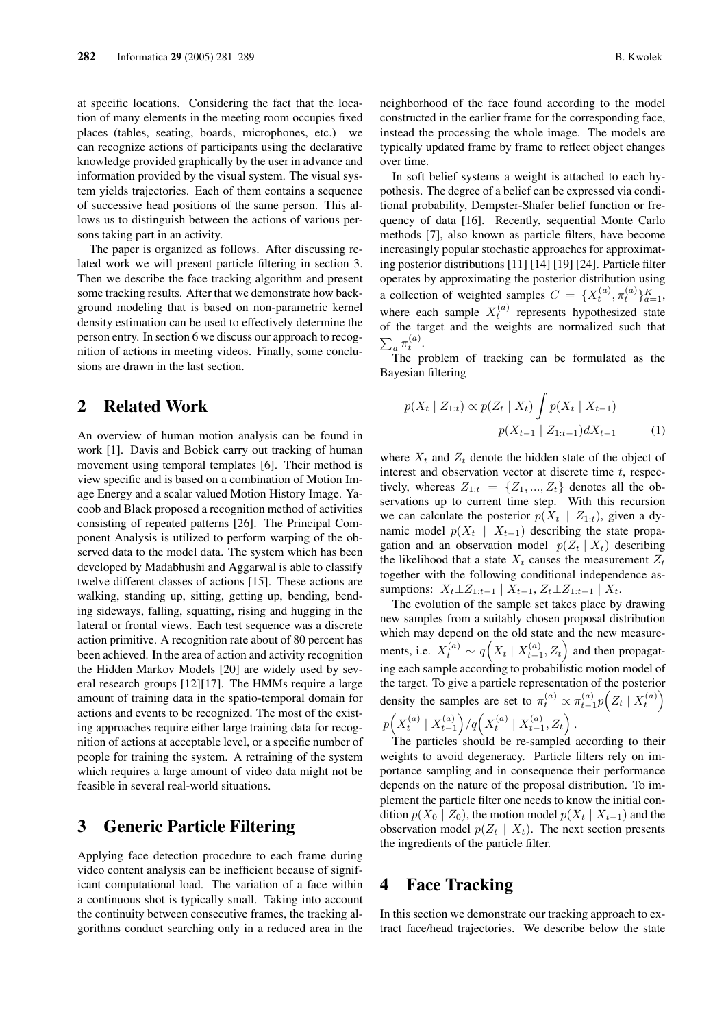at specific locations. Considering the fact that the location of many elements in the meeting room occupies fixed places (tables, seating, boards, microphones, etc.) we can recognize actions of participants using the declarative knowledge provided graphically by the user in advance and information provided by the visual system. The visual system yields trajectories. Each of them contains a sequence of successive head positions of the same person. This allows us to distinguish between the actions of various persons taking part in an activity.

The paper is organized as follows. After discussing related work we will present particle filtering in section 3. Then we describe the face tracking algorithm and present some tracking results. After that we demonstrate how background modeling that is based on non-parametric kernel density estimation can be used to effectively determine the person entry. In section 6 we discuss our approach to recognition of actions in meeting videos. Finally, some conclusions are drawn in the last section.

## 2 Related Work

An overview of human motion analysis can be found in work [1]. Davis and Bobick carry out tracking of human movement using temporal templates [6]. Their method is view specific and is based on a combination of Motion Image Energy and a scalar valued Motion History Image. Yacoob and Black proposed a recognition method of activities consisting of repeated patterns [26]. The Principal Component Analysis is utilized to perform warping of the observed data to the model data. The system which has been developed by Madabhushi and Aggarwal is able to classify twelve different classes of actions [15]. These actions are walking, standing up, sitting, getting up, bending, bending sideways, falling, squatting, rising and hugging in the lateral or frontal views. Each test sequence was a discrete action primitive. A recognition rate about of 80 percent has been achieved. In the area of action and activity recognition the Hidden Markov Models [20] are widely used by several research groups [12][17]. The HMMs require a large amount of training data in the spatio-temporal domain for actions and events to be recognized. The most of the existing approaches require either large training data for recognition of actions at acceptable level, or a specific number of people for training the system. A retraining of the system which requires a large amount of video data might not be feasible in several real-world situations.

## 3 Generic Particle Filtering

Applying face detection procedure to each frame during video content analysis can be inefficient because of significant computational load. The variation of a face within a continuous shot is typically small. Taking into account the continuity between consecutive frames, the tracking algorithms conduct searching only in a reduced area in the neighborhood of the face found according to the model constructed in the earlier frame for the corresponding face, instead the processing the whole image. The models are typically updated frame by frame to reflect object changes over time.

In soft belief systems a weight is attached to each hypothesis. The degree of a belief can be expressed via conditional probability, Dempster-Shafer belief function or frequency of data [16]. Recently, sequential Monte Carlo methods [7], also known as particle filters, have become increasingly popular stochastic approaches for approximating posterior distributions [11] [14] [19] [24]. Particle filter operates by approximating the posterior distribution using a collection of weighted samples $C = \{X_t^{(a)}, \pi_t^{(a)}\}_{a=1}^{K}$, where each sample $X_t^{(a)}$ represents hypothesized state of the target and the weights are normalized such that $\sum_a \pi_t^{(a)}$.

The problem of tracking can be formulated as the Bayesian filtering

$$p(X_t \mid Z_{1:t}) \propto p(Z_t \mid X_t) \int p(X_t \mid X_{t-1}) p(X_{t-1} \mid Z_{1:t-1}) dX_{t-1} \qquad (1)$$

where $X_t$ and $Z_t$ denote the hidden state of the object of interest and observation vector at discrete time $t$, respectively, whereas $Z_{1:t} = \{Z_1, ..., Z_t\}$ denotes all the observations up to current time step. With this recursion we can calculate the posterior $p(X_t \mid Z_{1:t})$, given a dynamic model $p(X_t \mid X_{t-1})$ describing the state propagation and an observation model $p(Z_t \mid X_t)$ describing the likelihood that a state $X_t$ causes the measurement $Z_t$ together with the following conditional independence assumptions: $X_t \perp Z_{1:t-1} \mid X_{t-1}, Z_t \perp Z_{1:t-1} \mid X_t$.

The evolution of the sample set takes place by drawing new samples from a suitably chosen proposal distribution which may depend on the old state and the new measurements, i.e. $X_t^{(a)} \sim q\Big(X_t \mid X_{t-1}^{(a)}, Z_t\Big)$ and then propagating each sample according to probabilistic motion model of the target. To give a particle representation of the posterior density the samples are set to $\pi_t^{(a)} \propto \pi_{t-1}^{(a)} p\Big(Z_t \mid X_t^{(a)}\Big) p\Big(X_t^{(a)} \mid X_{t-1}^{(a)}\Big) / q\Big(X_t^{(a)} \mid X_{t-1}^{(a)}, Z_t\Big)$.

The particles should be re-sampled according to their weights to avoid degeneracy. Particle filters rely on importance sampling and in consequence their performance depends on the nature of the proposal distribution. To implement the particle filter one needs to know the initial condition $p(X_0 \mid Z_0)$, the motion model $p(X_t \mid X_{t-1})$ and the observation model $p(Z_t \mid X_t)$. The next section presents the ingredients of the particle filter.

## 4 Face Tracking

In this section we demonstrate our tracking approach to extract face/head trajectories. We describe below the state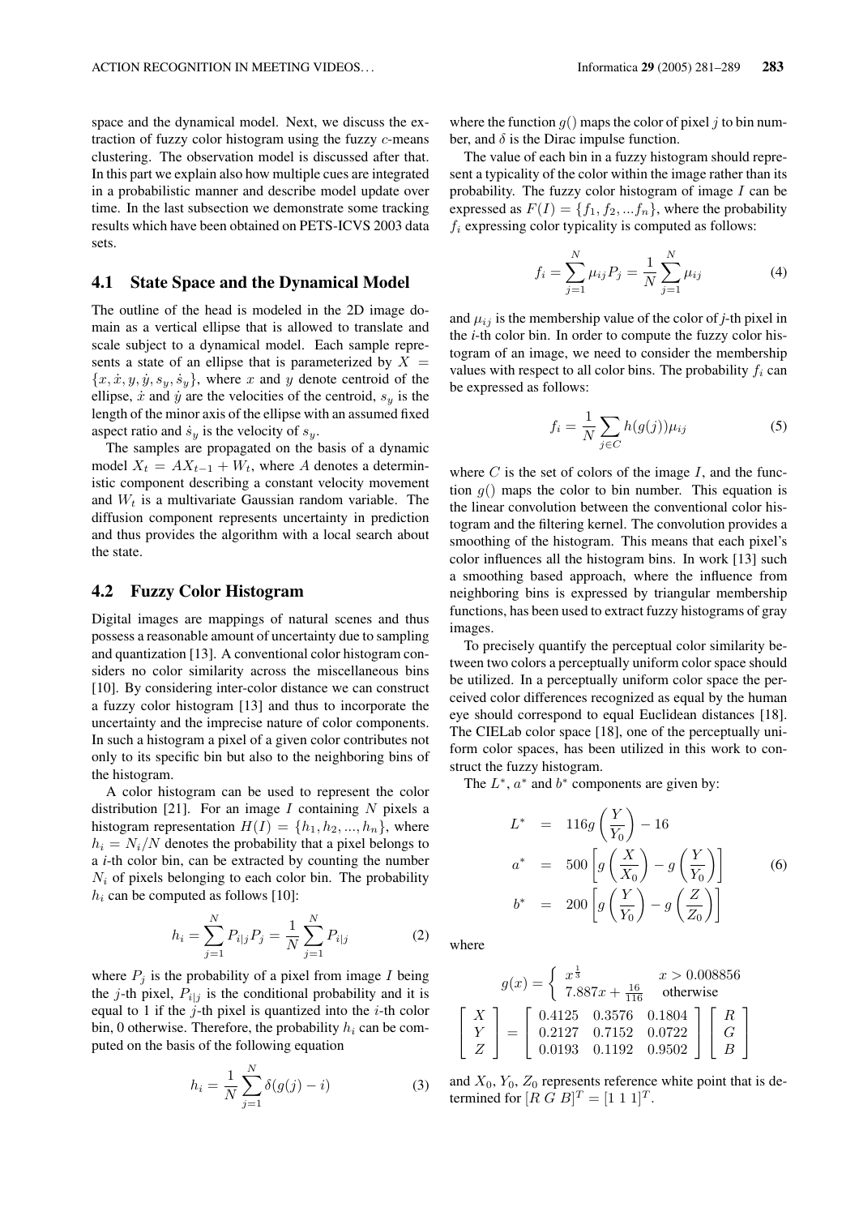space and the dynamical model. Next, we discuss the extraction of fuzzy color histogram using the fuzzy $c$-means clustering. The observation model is discussed after that. In this part we explain also how multiple cues are integrated in a probabilistic manner and describe model update over time. In the last subsection we demonstrate some tracking results which have been obtained on PETS-ICVS 2003 data sets.

### 4.1 State Space and the Dynamical Model

The outline of the head is modeled in the 2D image domain as a vertical ellipse that is allowed to translate and scale subject to a dynamical model. Each sample represents a state of an ellipse that is parameterized by $X = \{x, \dot{x}, y, \dot{y}, s_y, \dot{s}_y\}$, where $x$ and $y$ denote centroid of the ellipse, $\dot{x}$ and $\dot{y}$ are the velocities of the centroid, $s_y$ is the length of the minor axis of the ellipse with an assumed fixed aspect ratio and $\dot{s}_y$ is the velocity of $s_y$.

The samples are propagated on the basis of a dynamic model $X_t = AX_{t-1} + W_t$, where $A$ denotes a deterministic component describing a constant velocity movement and $W_t$ is a multivariate Gaussian random variable. The diffusion component represents uncertainty in prediction and thus provides the algorithm with a local search about the state.

### 4.2 Fuzzy Color Histogram

Digital images are mappings of natural scenes and thus possess a reasonable amount of uncertainty due to sampling and quantization [13]. A conventional color histogram considers no color similarity across the miscellaneous bins [10]. By considering inter-color distance we can construct a fuzzy color histogram [13] and thus to incorporate the uncertainty and the imprecise nature of color components. In such a histogram a pixel of a given color contributes not only to its specific bin but also to the neighboring bins of the histogram.

A color histogram can be used to represent the color distribution [21]. For an image $I$ containing $N$ pixels a histogram representation $H(I) = \{h_1, h_2, ..., h_n\}$, where $h_i = N_i/N$ denotes the probability that a pixel belongs to a $i$-th color bin, can be extracted by counting the number $N_i$ of pixels belonging to each color bin. The probability $h_i$ can be computed as follows [10]:

$$h_i = \sum_{j=1}^{N} P_{i|j} P_j = \frac{1}{N} \sum_{j=1}^{N} P_{i|j} \tag{2}$$

where $P_j$ is the probability of a pixel from image $I$ being the $j$-th pixel, $P_{i|j}$ is the conditional probability and it is equal to 1 if the $j$-th pixel is quantized into the $i$-th color bin, 0 otherwise. Therefore, the probability $h_i$ can be computed on the basis of the following equation

$$h_i = \frac{1}{N} \sum_{j=1}^{N} \delta(g(j) - i) \tag{3}$$

where the function $g()$ maps the color of pixel $j$ to bin number, and $\delta$ is the Dirac impulse function.

The value of each bin in a fuzzy histogram should represent a typicality of the color within the image rather than its probability. The fuzzy color histogram of image $I$ can be expressed as $F(I) = \{f_1, f_2, ...f_n\}$, where the probability $f_i$ expressing color typicality is computed as follows:

$$f_i = \sum_{j=1}^{N} \mu_{ij} P_j = \frac{1}{N} \sum_{j=1}^{N} \mu_{ij} \tag{4}$$

and $\mu_{ij}$ is the membership value of the color of $j$-th pixel in the $i$-th color bin. In order to compute the fuzzy color histogram of an image, we need to consider the membership values with respect to all color bins. The probability $f_i$ can be expressed as follows:

$$f_i = \frac{1}{N} \sum_{j \in C} h(g(j)) \mu_{ij} \tag{5}$$

where $C$ is the set of colors of the image $I$, and the function $g()$ maps the color to bin number. This equation is the linear convolution between the conventional color histogram and the filtering kernel. The convolution provides a smoothing of the histogram. This means that each pixel's color influences all the histogram bins. In work [13] such a smoothing based approach, where the influence from neighboring bins is expressed by triangular membership functions, has been used to extract fuzzy histograms of gray images.

To precisely quantify the perceptual color similarity between two colors a perceptually uniform color space should be utilized. In a perceptually uniform color space the perceived color differences recognized as equal by the human eye should correspond to equal Euclidean distances [18]. The CIELab color space [18], one of the perceptually uniform color spaces, has been utilized in this work to construct the fuzzy histogram.

The $L^*$, $a^*$ and $b^*$ components are given by:

$$\begin{aligned} L^* &= 116 g\left(\frac{Y}{Y_0}\right) - 16 \\ a^* &= 500 \left[ g\left(\frac{X}{X_0}\right) - g\left(\frac{Y}{Y_0}\right) \right] \\ b^* &= 200 \left[ g\left(\frac{Y}{Y_0}\right) - g\left(\frac{Z}{Z_0}\right) \right] \end{aligned} \tag{6}$$

where

$$g(x) = \begin{cases} x^{\frac{1}{3}} & x > 0.008856 \\ 7.887x + \frac{16}{116} & \text{otherwise} \end{cases}$$

$$\begin{bmatrix} X \\ Y \\ Z \end{bmatrix} = \begin{bmatrix} 0.4125 & 0.3576 & 0.1804 \\ 0.2127 & 0.7152 & 0.0722 \\ 0.0193 & 0.1192 & 0.9502 \end{bmatrix} \begin{bmatrix} R \\ G \\ B \end{bmatrix}$$

and $X_0$, $Y_0$, $Z_0$ represents reference white point that is determined for $[R\ G\ B]^T = [1\ 1\ 1]^T$.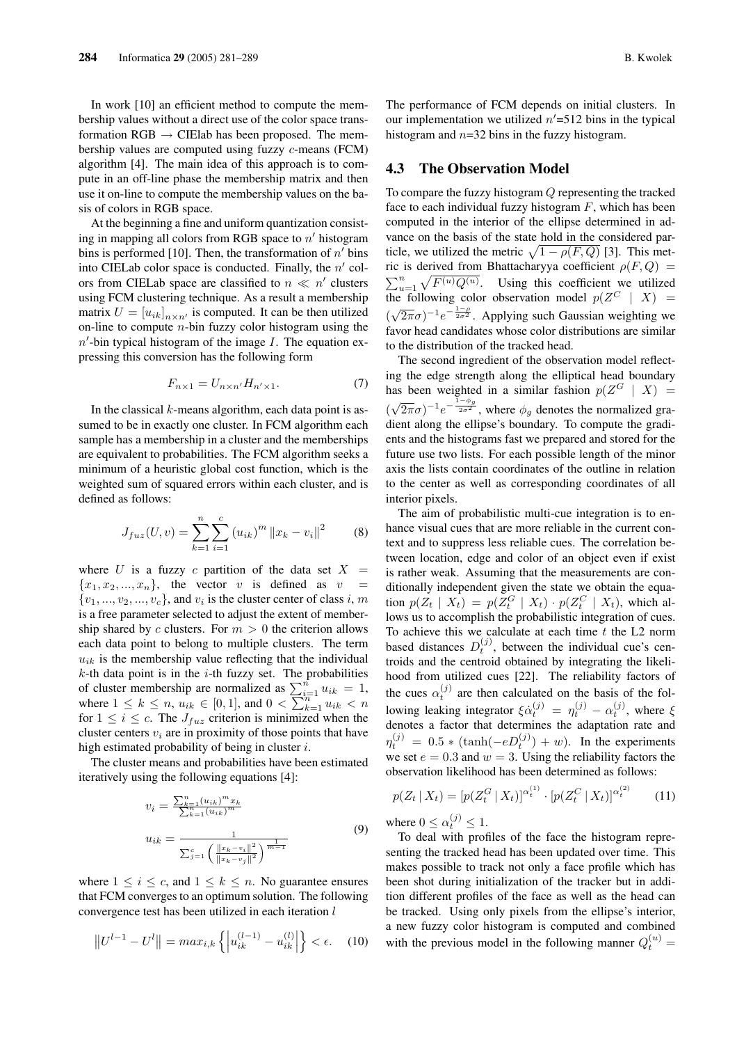In work [10] an efficient method to compute the membership values without a direct use of the color space transformation RGB $\rightarrow$ CIElab has been proposed. The membership values are computed using fuzzy $c$-means (FCM) algorithm [4]. The main idea of this approach is to compute in an off-line phase the membership matrix and then use it on-line to compute the membership values on the basis of colors in RGB space.

At the beginning a fine and uniform quantization consisting in mapping all colors from RGB space to $n'$ histogram bins is performed [10]. Then, the transformation of $n'$ bins into CIELab color space is conducted. Finally, the $n'$ colors from CIELab space are classified to $n \ll n'$ clusters using FCM clustering technique. As a result a membership matrix $U = [u_{ik}]_{n \times n'}$ is computed. It can be then utilized on-line to compute $n$-bin fuzzy color histogram using the $n'$-bin typical histogram of the image $I$. The equation expressing this conversion has the following form

$$F_{n\times 1} = U_{n\times n'} H_{n'\times 1}. \tag{7}$$

In the classical $k$-means algorithm, each data point is assumed to be in exactly one cluster. In FCM algorithm each sample has a membership in a cluster and the memberships are equivalent to probabilities. The FCM algorithm seeks a minimum of a heuristic global cost function, which is the weighted sum of squared errors within each cluster, and is defined as follows:

$$J_{fuz}(U,v) = \sum_{k=1}^{n}\sum_{i=1}^{c} (u_{ik})^m \|x_k - v_i\|^2 \tag{8}$$

where $U$ is a fuzzy $c$ partition of the data set $X = \{x_1, x_2, ..., x_n\}$, the vector $v$ is defined as $v = \{v_1, ..., v_2, ..., v_c\}$, and $v_i$ is the cluster center of class $i$, $m$ is a free parameter selected to adjust the extent of membership shared by $c$ clusters. For $m > 0$ the criterion allows each data point to belong to multiple clusters. The term $u_{ik}$ is the membership value reflecting that the individual $k$-th data point is in the $i$-th fuzzy set. The probabilities of cluster membership are normalized as $\sum_{i=1}^{n} u_{ik} = 1$, where $1 \le k \le n$, $u_{ik} \in [0, 1]$, and $0 < \sum_{k=1}^{n} u_{ik} < n$ for $1 \le i \le c$. The $J_{fuz}$ criterion is minimized when the cluster centers $v_i$ are in proximity of those points that have high estimated probability of being in cluster $i$.

The cluster means and probabilities have been estimated iteratively using the following equations [4]:

$$\begin{aligned} v_i &= \frac{\sum_{k=1}^{n}(u_{ik})^m x_k}{\sum_{k=1}^{n}(u_{ik})^m} \\ u_{ik} &= \frac{1}{\sum_{j=1}^{c}\left(\frac{\|x_k - v_i\|^2}{\|x_k - v_j\|^2}\right)^{\frac{1}{m-1}}} \end{aligned} \tag{9}$$

where $1 \le i \le c$, and $1 \le k \le n$. No guarantee ensures that FCM converges to an optimum solution. The following convergence test has been utilized in each iteration $l$

$$\left\|U^{l-1} - U^{l}\right\| = max_{i,k}\left\{\left|u_{ik}^{(l-1)} - u_{ik}^{(l)}\right|\right\} < \epsilon. \tag{10}$$

The performance of FCM depends on initial clusters. In our implementation we utilized $n'$=512 bins in the typical histogram and $n$=32 bins in the fuzzy histogram.

## 4.3 The Observation Model

To compare the fuzzy histogram $Q$ representing the tracked face to each individual fuzzy histogram $F$, which has been computed in the interior of the ellipse determined in advance on the basis of the state hold in the considered particle, we utilized the metric $\sqrt{1 - \rho(F, Q)}$ [3]. This metric is derived from Bhattacharyya coefficient $\rho(F, Q) = \sum_{u=1}^{n} \sqrt{F^{(u)} Q^{(u)}}$. Using this coefficient we utilized the following color observation model $p(Z^C \mid X) = (\sqrt{2\pi}\sigma)^{-1} e^{-\frac{1-\rho}{2\sigma^2}}$. Applying such Gaussian weighting we favor head candidates whose color distributions are similar to the distribution of the tracked head.

The second ingredient of the observation model reflecting the edge strength along the elliptical head boundary has been weighted in a similar fashion $p(Z^G \mid X) = (\sqrt{2\pi}\sigma)^{-1} e^{-\frac{1-\phi_g}{2\sigma^2}}$, where $\phi_g$ denotes the normalized gradient along the ellipse's boundary. To compute the gradients and the histograms fast we prepared and stored for the future use two lists. For each possible length of the minor axis the lists contain coordinates of the outline in relation to the center as well as corresponding coordinates of all interior pixels.

The aim of probabilistic multi-cue integration is to enhance visual cues that are more reliable in the current context and to suppress less reliable cues. The correlation between location, edge and color of an object even if exist is rather weak. Assuming that the measurements are conditionally independent given the state we obtain the equation $p(Z_t \mid X_t) = p(Z_t^G \mid X_t) \cdot p(Z_t^C \mid X_t)$, which allows us to accomplish the probabilistic integration of cues. To achieve this we calculate at each time $t$ the L2 norm based distances $D_t^{(j)}$, between the individual cue's centroids and the centroid obtained by integrating the likelihood from utilized cues [22]. The reliability factors of the cues $\alpha_t^{(j)}$ are then calculated on the basis of the following leaking integrator $\xi \dot{\alpha}_t^{(j)} = \eta_t^{(j)} - \alpha_t^{(j)}$, where $\xi$ denotes a factor that determines the adaptation rate and $\eta_t^{(j)} = 0.5 * (\tanh(-eD_t^{(j)}) + w)$. In the experiments we set $e = 0.3$ and $w = 3$. Using the reliability factors the observation likelihood has been determined as follows:

$$p(Z_t \mid X_t) = [p(Z_t^G \mid X_t)]^{\alpha_t^{(1)}} \cdot [p(Z_t^C \mid X_t)]^{\alpha_t^{(2)}} \tag{11}$$

where $0 \le \alpha_t^{(j)} \le 1$.

To deal with profiles of the face the histogram representing the tracked head has been updated over time. This makes possible to track not only a face profile which has been shot during initialization of the tracker but in addition different profiles of the face as well as the head can be tracked. Using only pixels from the ellipse's interior, a new fuzzy color histogram is computed and combined with the previous model in the following manner $Q_t^{(u)} =$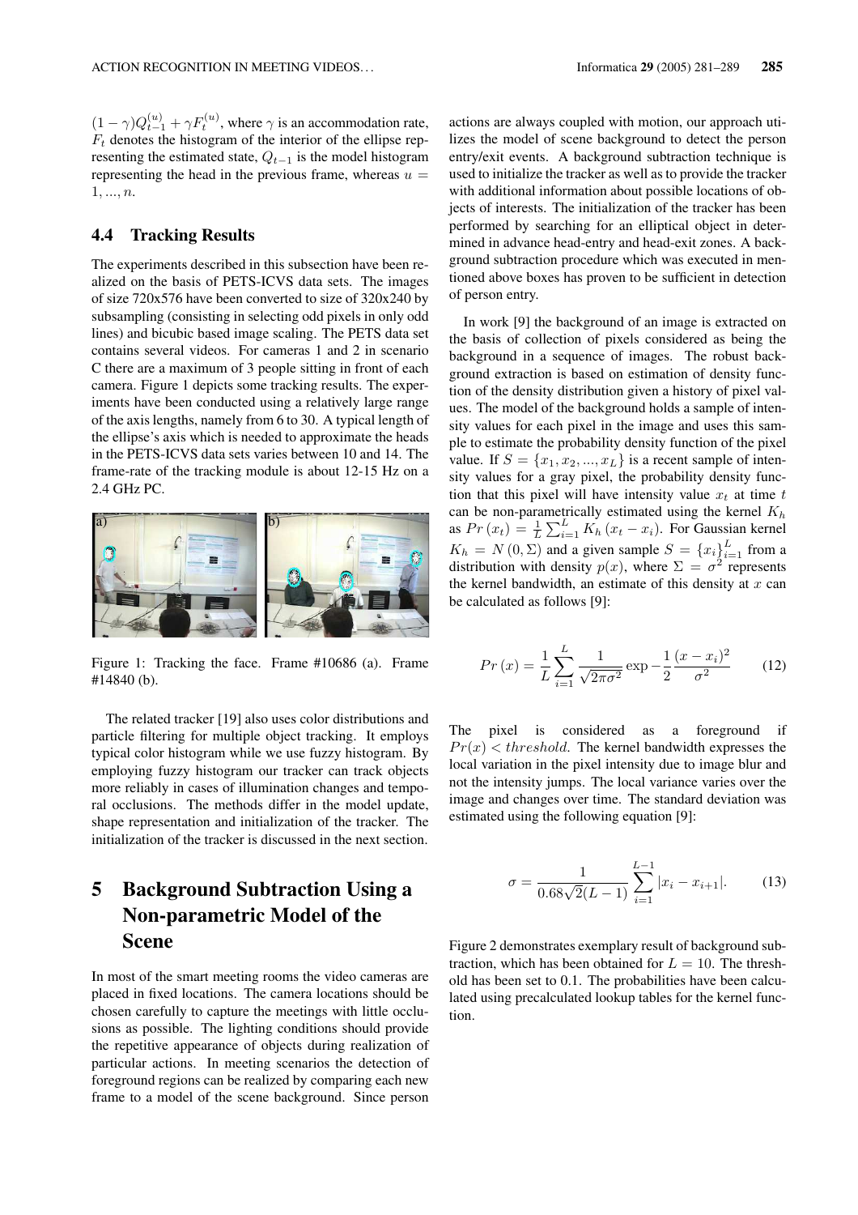$(1-\gamma)Q_{t-1}^{(u)} + \gamma F_t^{(u)}$, where $\gamma$ is an accommodation rate, $F_t$ denotes the histogram of the interior of the ellipse representing the estimated state, $Q_{t-1}$ is the model histogram representing the head in the previous frame, whereas $u = 1, ..., n$.

### 4.4 Tracking Results

The experiments described in this subsection have been realized on the basis of PETS-ICVS data sets. The images of size 720x576 have been converted to size of 320x240 by subsampling (consisting in selecting odd pixels in only odd lines) and bicubic based image scaling. The PETS data set contains several videos. For cameras 1 and 2 in scenario C there are a maximum of 3 people sitting in front of each camera. Figure 1 depicts some tracking results. The experiments have been conducted using a relatively large range of the axis lengths, namely from 6 to 30. A typical length of the ellipse's axis which is needed to approximate the heads in the PETS-ICVS data sets varies between 10 and 14. The frame-rate of the tracking module is about 12-15 Hz on a 2.4 GHz PC.

Figure 1: Tracking the face. Frame #10686 (a). Frame #14840 (b).

The related tracker [19] also uses color distributions and particle filtering for multiple object tracking. It employs typical color histogram while we use fuzzy histogram. By employing fuzzy histogram our tracker can track objects more reliably in cases of illumination changes and temporal occlusions. The methods differ in the model update, shape representation and initialization of the tracker. The initialization of the tracker is discussed in the next section.

## 5 Background Subtraction Using a Non-parametric Model of the Scene

In most of the smart meeting rooms the video cameras are placed in fixed locations. The camera locations should be chosen carefully to capture the meetings with little occlusions as possible. The lighting conditions should provide the repetitive appearance of objects during realization of particular actions. In meeting scenarios the detection of foreground regions can be realized by comparing each new frame to a model of the scene background. Since person actions are always coupled with motion, our approach utilizes the model of scene background to detect the person entry/exit events. A background subtraction technique is used to initialize the tracker as well as to provide the tracker with additional information about possible locations of objects of interests. The initialization of the tracker has been performed by searching for an elliptical object in determined in advance head-entry and head-exit zones. A background subtraction procedure which was executed in mentioned above boxes has proven to be sufficient in detection of person entry.

In work [9] the background of an image is extracted on the basis of collection of pixels considered as being the background in a sequence of images. The robust background extraction is based on estimation of density function of the density distribution given a history of pixel values. The model of the background holds a sample of intensity values for each pixel in the image and uses this sample to estimate the probability density function of the pixel value. If $S = \{x_1, x_2, ..., x_L\}$ is a recent sample of intensity values for a gray pixel, the probability density function that this pixel will have intensity value $x_t$ at time $t$ can be non-parametrically estimated using the kernel $K_h$ as $Pr(x_t) = \frac{1}{L}\sum_{i=1}^{L} K_h(x_t - x_i)$. For Gaussian kernel $K_h = N(0, \Sigma)$ and a given sample $S = \{x_i\}_{i=1}^{L}$ from a distribution with density $p(x)$, where $\Sigma = \sigma^2$ represents the kernel bandwidth, an estimate of this density at $x$ can be calculated as follows [9]:

$$Pr(x) = \frac{1}{L}\sum_{i=1}^{L} \frac{1}{\sqrt{2\pi\sigma^2}} \exp -\frac{1}{2}\frac{(x-x_i)^2}{\sigma^2} \qquad (12)$$

The pixel is considered as a foreground if $Pr(x) < threshold$. The kernel bandwidth expresses the local variation in the pixel intensity due to image blur and not the intensity jumps. The local variance varies over the image and changes over time. The standard deviation was estimated using the following equation [9]:

$$\sigma = \frac{1}{0.68\sqrt{2}(L-1)} \sum_{i=1}^{L-1} |x_i - x_{i+1}|. \qquad (13)$$

Figure 2 demonstrates exemplary result of background subtraction, which has been obtained for $L = 10$. The threshold has been set to 0.1. The probabilities have been calculated using precalculated lookup tables for the kernel function.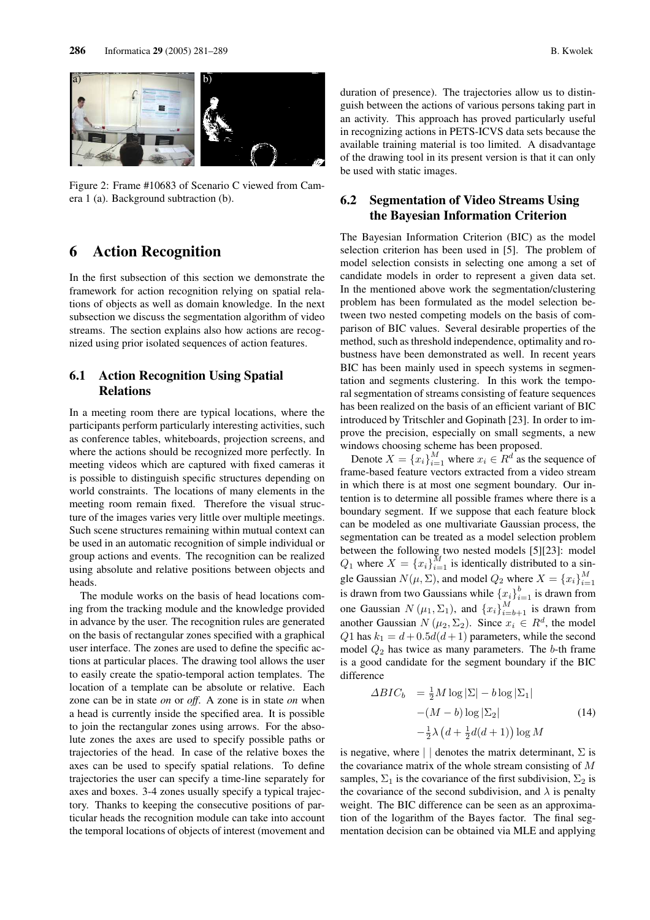Figure 2: Frame #10683 of Scenario C viewed from Camera 1 (a). Background subtraction (b).

# 6 Action Recognition

In the first subsection of this section we demonstrate the framework for action recognition relying on spatial relations of objects as well as domain knowledge. In the next subsection we discuss the segmentation algorithm of video streams. The section explains also how actions are recognized using prior isolated sequences of action features.

## 6.1 Action Recognition Using Spatial Relations

In a meeting room there are typical locations, where the participants perform particularly interesting activities, such as conference tables, whiteboards, projection screens, and where the actions should be recognized more perfectly. In meeting videos which are captured with fixed cameras it is possible to distinguish specific structures depending on world constraints. The locations of many elements in the meeting room remain fixed. Therefore the visual structure of the images varies very little over multiple meetings. Such scene structures remaining within mutual context can be used in an automatic recognition of simple individual or group actions and events. The recognition can be realized using absolute and relative positions between objects and heads.

The module works on the basis of head locations coming from the tracking module and the knowledge provided in advance by the user. The recognition rules are generated on the basis of rectangular zones specified with a graphical user interface. The zones are used to define the specific actions at particular places. The drawing tool allows the user to easily create the spatio-temporal action templates. The location of a template can be absolute or relative. Each zone can be in state *on* or *off*. A zone is in state *on* when a head is currently inside the specified area. It is possible to join the rectangular zones using arrows. For the absolute zones the axes are used to specify possible paths or trajectories of the head. In case of the relative boxes the axes can be used to specify spatial relations. To define trajectories the user can specify a time-line separately for axes and boxes. 3-4 zones usually specify a typical trajectory. Thanks to keeping the consecutive positions of particular heads the recognition module can take into account the temporal locations of objects of interest (movement and duration of presence). The trajectories allow us to distinguish between the actions of various persons taking part in an activity. This approach has proved particularly useful in recognizing actions in PETS-ICVS data sets because the available training material is too limited. A disadvantage of the drawing tool in its present version is that it can only be used with static images.

## 6.2 Segmentation of Video Streams Using the Bayesian Information Criterion

The Bayesian Information Criterion (BIC) as the model selection criterion has been used in [5]. The problem of model selection consists in selecting one among a set of candidate models in order to represent a given data set. In the mentioned above work the segmentation/clustering problem has been formulated as the model selection between two nested competing models on the basis of comparison of BIC values. Several desirable properties of the method, such as threshold independence, optimality and robustness have been demonstrated as well. In recent years BIC has been mainly used in speech systems in segmentation and segments clustering. In this work the temporal segmentation of streams consisting of feature sequences has been realized on the basis of an efficient variant of BIC introduced by Tritschler and Gopinath [23]. In order to improve the precision, especially on small segments, a new windows choosing scheme has been proposed.

Denote $X = \{x_i\}_{i=1}^{M}$ where $x_i \in R^d$ as the sequence of frame-based feature vectors extracted from a video stream in which there is at most one segment boundary. Our intention is to determine all possible frames where there is a boundary segment. If we suppose that each feature block can be modeled as one multivariate Gaussian process, the segmentation can be treated as a model selection problem between the following two nested models [5][23]: model $Q_1$ where $X = \{x_i\}_{i=1}^{M}$ is identically distributed to a single Gaussian $N(\mu, \Sigma)$, and model $Q_2$ where $X = \{x_i\}_{i=1}^{M}$ is drawn from two Gaussians while $\{x_i\}_{i=1}^{b}$ is drawn from one Gaussian $N(\mu_1, \Sigma_1)$, and $\{x_i\}_{i=b+1}^{M}$ is drawn from another Gaussian $N(\mu_2, \Sigma_2)$. Since $x_i \in R^d$, the model $Q1$ has $k_1 = d + 0.5d(d+1)$ parameters, while the second model $Q_2$ has twice as many parameters. The $b$-th frame is a good candidate for the segment boundary if the BIC difference

$$
\begin{aligned}
\Delta BIC_b &= \tfrac{1}{2} M \log|\Sigma| - b \log|\Sigma_1| \\
&\quad -(M-b)\log|\Sigma_2| \\
&\quad -\tfrac{1}{2}\lambda\left(d + \tfrac{1}{2}d(d+1)\right)\log M
\end{aligned}
\tag{14}
$$

is negative, where $|\ |$ denotes the matrix determinant, $\Sigma$ is the covariance matrix of the whole stream consisting of $M$ samples, $\Sigma_1$ is the covariance of the first subdivision, $\Sigma_2$ is the covariance of the second subdivision, and $\lambda$ is penalty weight. The BIC difference can be seen as an approximation of the logarithm of the Bayes factor. The final segmentation decision can be obtained via MLE and applying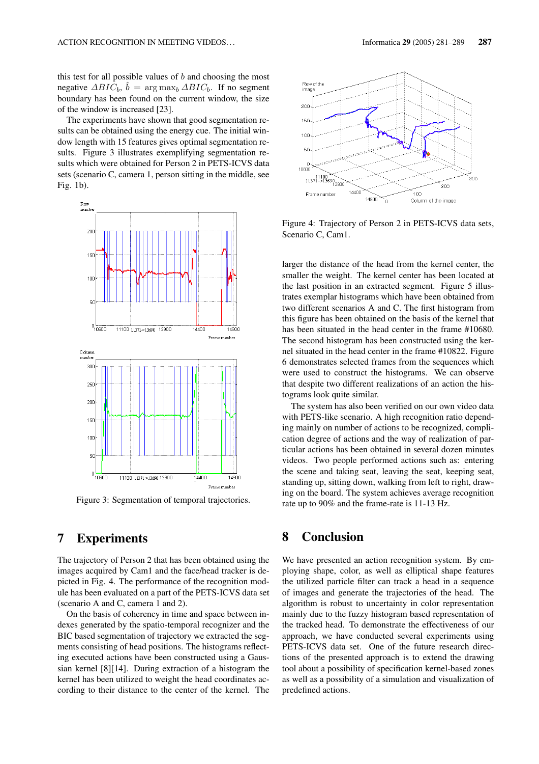this test for all possible values of $b$ and choosing the most negative $\Delta BIC_b$, $\hat{b} = \arg\max_b \Delta BIC_b$. If no segment boundary has been found on the current window, the size of the window is increased [23].

The experiments have shown that good segmentation results can be obtained using the energy cue. The initial window length with 15 features gives optimal segmentation results. Figure 3 illustrates exemplifying segmentation results which were obtained for Person 2 in PETS-ICVS data sets (scenario C, camera 1, person sitting in the middle, see Fig. 1b).

Figure 3: Segmentation of temporal trajectories.

# 7 Experiments

The trajectory of Person 2 that has been obtained using the images acquired by Cam1 and the face/head tracker is depicted in Fig. 4. The performance of the recognition module has been evaluated on a part of the PETS-ICVS data set (scenario A and C, camera 1 and 2).

On the basis of coherency in time and space between indexes generated by the spatio-temporal recognizer and the BIC based segmentation of trajectory we extracted the segments consisting of head positions. The histograms reflecting executed actions have been constructed using a Gaussian kernel [8][14]. During extraction of a histogram the kernel has been utilized to weight the head coordinates according to their distance to the center of the kernel. The larger the distance of the head from the kernel center, the smaller the weight. The kernel center has been located at the last position in an extracted segment. Figure 5 illustrates exemplar histograms which have been obtained from two different scenarios A and C. The first histogram from this figure has been obtained on the basis of the kernel that has been situated in the head center in the frame #10680. The second histogram has been constructed using the kernel situated in the head center in the frame #10822. Figure 6 demonstrates selected frames from the sequences which were used to construct the histograms. We can observe that despite two different realizations of an action the histograms look quite similar.

Figure 4: Trajectory of Person 2 in PETS-ICVS data sets, Scenario C, Cam1.

The system has also been verified on our own video data with PETS-like scenario. A high recognition ratio depending mainly on number of actions to be recognized, complication degree of actions and the way of realization of particular actions has been obtained in several dozen minutes videos. Two people performed actions such as: entering the scene and taking seat, leaving the seat, keeping seat, standing up, sitting down, walking from left to right, drawing on the board. The system achieves average recognition rate up to 90% and the frame-rate is 11-13 Hz.

# 8 Conclusion

We have presented an action recognition system. By employing shape, color, as well as elliptical shape features the utilized particle filter can track a head in a sequence of images and generate the trajectories of the head. The algorithm is robust to uncertainty in color representation mainly due to the fuzzy histogram based representation of the tracked head. To demonstrate the effectiveness of our approach, we have conducted several experiments using PETS-ICVS data set. One of the future research directions of the presented approach is to extend the drawing tool about a possibility of specification kernel-based zones as well as a possibility of a simulation and visualization of predefined actions.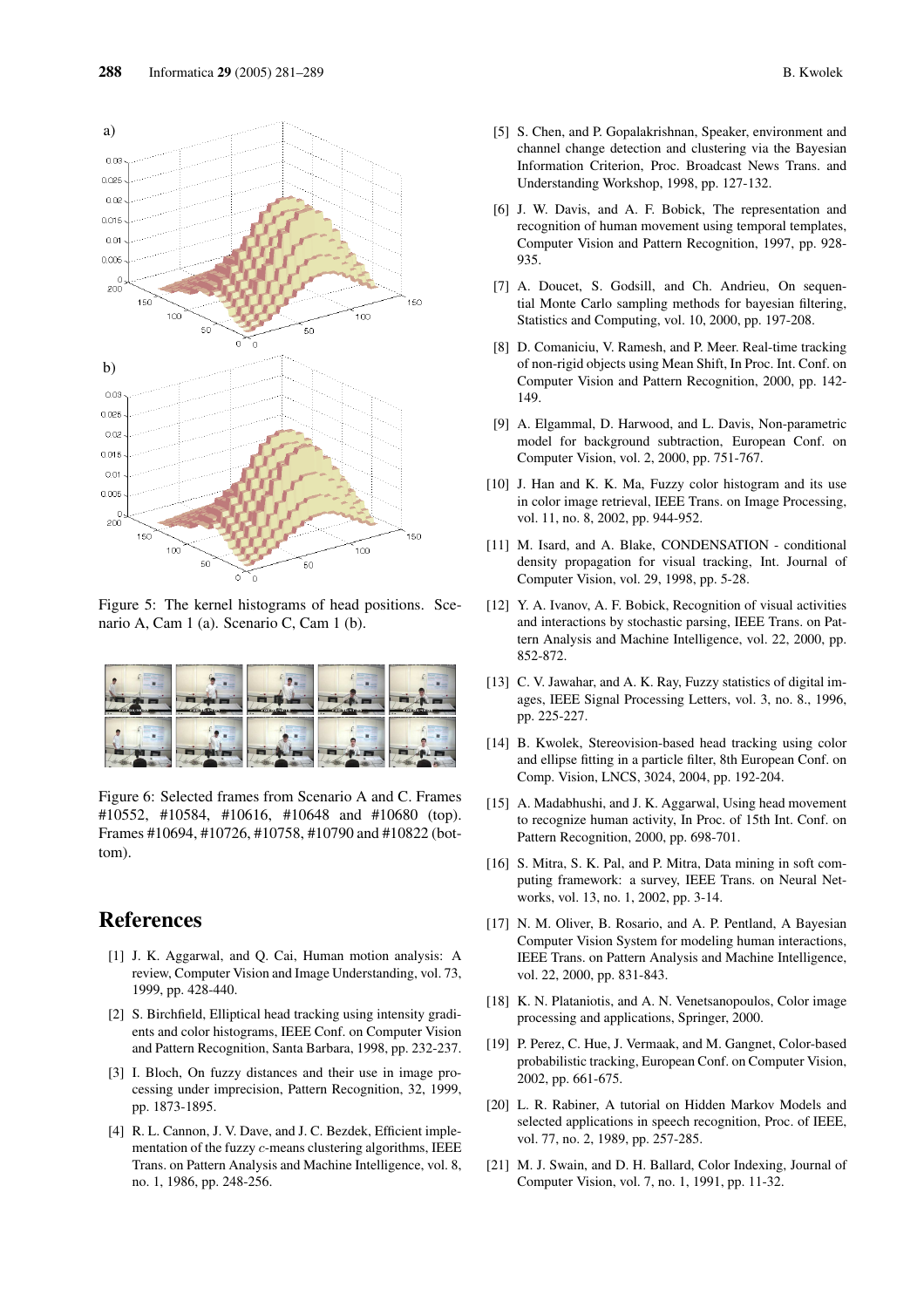Figure 5: The kernel histograms of head positions. Scenario A, Cam 1 (a). Scenario C, Cam 1 (b).

Figure 6: Selected frames from Scenario A and C. Frames #10552, #10584, #10616, #10648 and #10680 (top). Frames #10694, #10726, #10758, #10790 and #10822 (bottom).

## References

[1] J. K. Aggarwal, and Q. Cai, Human motion analysis: A review, Computer Vision and Image Understanding, vol. 73, 1999, pp. 428-440.

[2] S. Birchfield, Elliptical head tracking using intensity gradients and color histograms, IEEE Conf. on Computer Vision and Pattern Recognition, Santa Barbara, 1998, pp. 232-237.

[3] I. Bloch, On fuzzy distances and their use in image processing under imprecision, Pattern Recognition, 32, 1999, pp. 1873-1895.

[4] R. L. Cannon, J. V. Dave, and J. C. Bezdek, Efficient implementation of the fuzzy $c$-means clustering algorithms, IEEE Trans. on Pattern Analysis and Machine Intelligence, vol. 8, no. 1, 1986, pp. 248-256.

[5] S. Chen, and P. Gopalakrishnan, Speaker, environment and channel change detection and clustering via the Bayesian Information Criterion, Proc. Broadcast News Trans. and Understanding Workshop, 1998, pp. 127-132.

[6] J. W. Davis, and A. F. Bobick, The representation and recognition of human movement using temporal templates, Computer Vision and Pattern Recognition, 1997, pp. 928-935.

[7] A. Doucet, S. Godsill, and Ch. Andrieu, On sequential Monte Carlo sampling methods for bayesian filtering, Statistics and Computing, vol. 10, 2000, pp. 197-208.

[8] D. Comaniciu, V. Ramesh, and P. Meer. Real-time tracking of non-rigid objects using Mean Shift, In Proc. Int. Conf. on Computer Vision and Pattern Recognition, 2000, pp. 142-149.

[9] A. Elgammal, D. Harwood, and L. Davis, Non-parametric model for background subtraction, European Conf. on Computer Vision, vol. 2, 2000, pp. 751-767.

[10] J. Han and K. K. Ma, Fuzzy color histogram and its use in color image retrieval, IEEE Trans. on Image Processing, vol. 11, no. 8, 2002, pp. 944-952.

[11] M. Isard, and A. Blake, CONDENSATION - conditional density propagation for visual tracking, Int. Journal of Computer Vision, vol. 29, 1998, pp. 5-28.

[12] Y. A. Ivanov, A. F. Bobick, Recognition of visual activities and interactions by stochastic parsing, IEEE Trans. on Pattern Analysis and Machine Intelligence, vol. 22, 2000, pp. 852-872.

[13] C. V. Jawahar, and A. K. Ray, Fuzzy statistics of digital images, IEEE Signal Processing Letters, vol. 3, no. 8., 1996, pp. 225-227.

[14] B. Kwolek, Stereovision-based head tracking using color and ellipse fitting in a particle filter, 8th European Conf. on Comp. Vision, LNCS, 3024, 2004, pp. 192-204.

[15] A. Madabhushi, and J. K. Aggarwal, Using head movement to recognize human activity, In Proc. of 15th Int. Conf. on Pattern Recognition, 2000, pp. 698-701.

[16] S. Mitra, S. K. Pal, and P. Mitra, Data mining in soft computing framework: a survey, IEEE Trans. on Neural Networks, vol. 13, no. 1, 2002, pp. 3-14.

[17] N. M. Oliver, B. Rosario, and A. P. Pentland, A Bayesian Computer Vision System for modeling human interactions, IEEE Trans. on Pattern Analysis and Machine Intelligence, vol. 22, 2000, pp. 831-843.

[18] K. N. Plataniotis, and A. N. Venetsanopoulos, Color image processing and applications, Springer, 2000.

[19] P. Perez, C. Hue, J. Vermaak, and M. Gangnet, Color-based probabilistic tracking, European Conf. on Computer Vision, 2002, pp. 661-675.

[20] L. R. Rabiner, A tutorial on Hidden Markov Models and selected applications in speech recognition, Proc. of IEEE, vol. 77, no. 2, 1989, pp. 257-285.

[21] M. J. Swain, and D. H. Ballard, Color Indexing, Journal of Computer Vision, vol. 7, no. 1, 1991, pp. 11-32.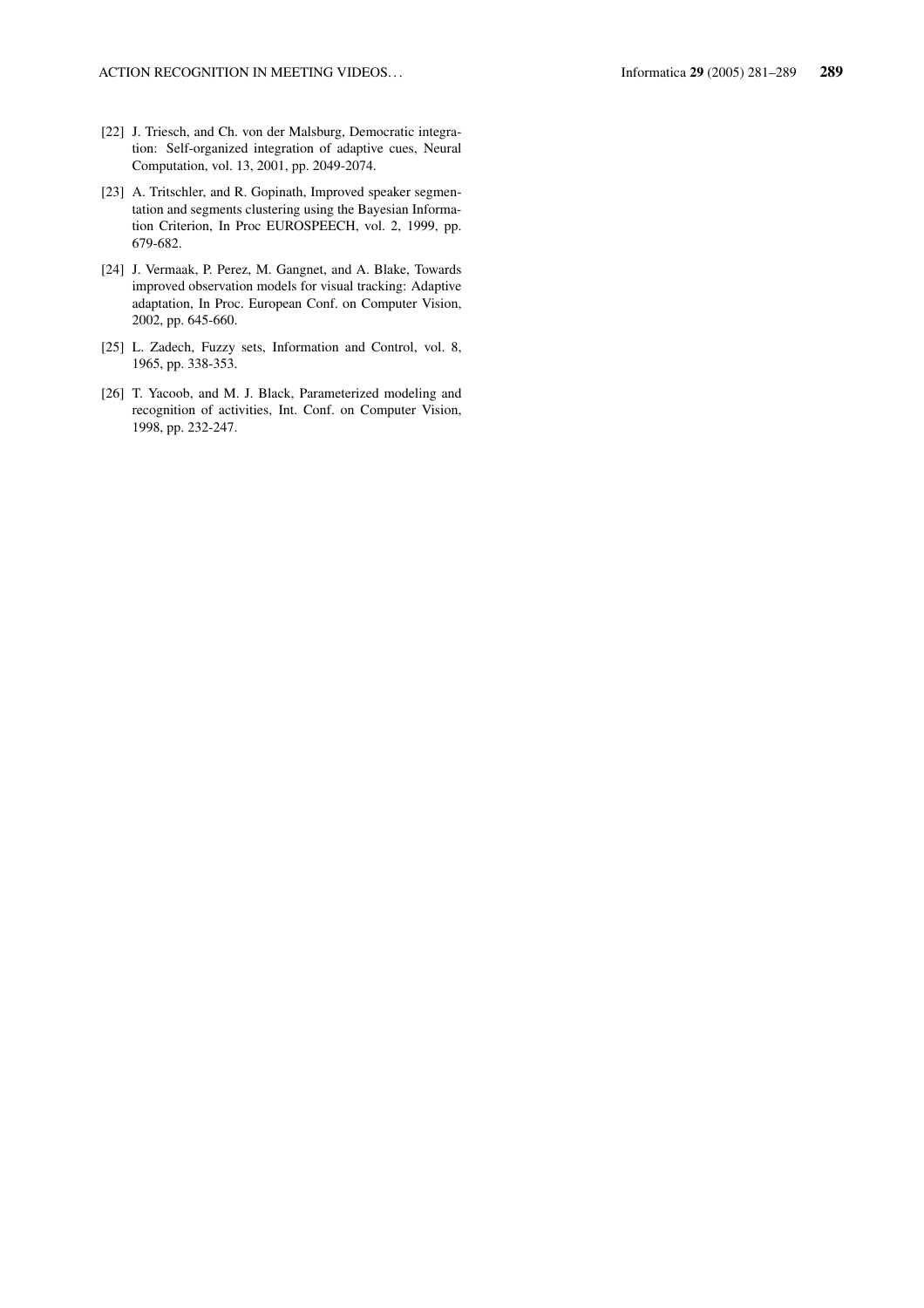[22] J. Triesch, and Ch. von der Malsburg, Democratic integration: Self-organized integration of adaptive cues, Neural Computation, vol. 13, 2001, pp. 2049-2074.

[23] A. Tritschler, and R. Gopinath, Improved speaker segmentation and segments clustering using the Bayesian Information Criterion, In Proc EUROSPEECH, vol. 2, 1999, pp. 679-682.

[24] J. Vermaak, P. Perez, M. Gangnet, and A. Blake, Towards improved observation models for visual tracking: Adaptive adaptation, In Proc. European Conf. on Computer Vision, 2002, pp. 645-660.

[25] L. Zadech, Fuzzy sets, Information and Control, vol. 8, 1965, pp. 338-353.

[26] T. Yacoob, and M. J. Black, Parameterized modeling and recognition of activities, Int. Conf. on Computer Vision, 1998, pp. 232-247.